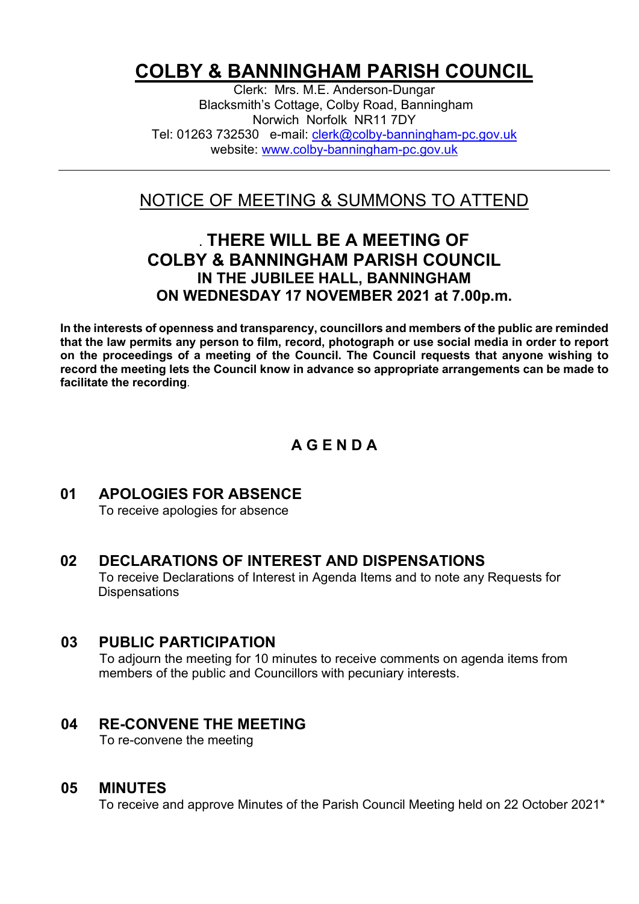# COLBY & BANNINGHAM PARISH COUNCIL

Clerk: Mrs. M.E. Anderson-Dungar
Blacksmith's Cottage, Colby Road, Banningham
Norwich Norfolk NR11 7DY
Tel: 01263 732530 e-mail: clerk@colby-banningham-pc.gov.uk
website: www.colby-banningham-pc.gov.uk

---

## NOTICE OF MEETING & SUMMONS TO ATTEND

### . THERE WILL BE A MEETING OF COLBY & BANNINGHAM PARISH COUNCIL IN THE JUBILEE HALL, BANNINGHAM ON WEDNESDAY 17 NOVEMBER 2021 at 7.00p.m.

**In the interests of openness and transparency, councillors and members of the public are reminded that the law permits any person to film, record, photograph or use social media in order to report on the proceedings of a meeting of the Council. The Council requests that anyone wishing to record the meeting lets the Council know in advance so appropriate arrangements can be made to facilitate the recording**.

## A G E N D A

### 01 APOLOGIES FOR ABSENCE

To receive apologies for absence

### 02 DECLARATIONS OF INTEREST AND DISPENSATIONS

To receive Declarations of Interest in Agenda Items and to note any Requests for Dispensations

### 03 PUBLIC PARTICIPATION

To adjourn the meeting for 10 minutes to receive comments on agenda items from members of the public and Councillors with pecuniary interests.

### 04 RE-CONVENE THE MEETING

To re-convene the meeting

### 05 MINUTES

To receive and approve Minutes of the Parish Council Meeting held on 22 October 2021*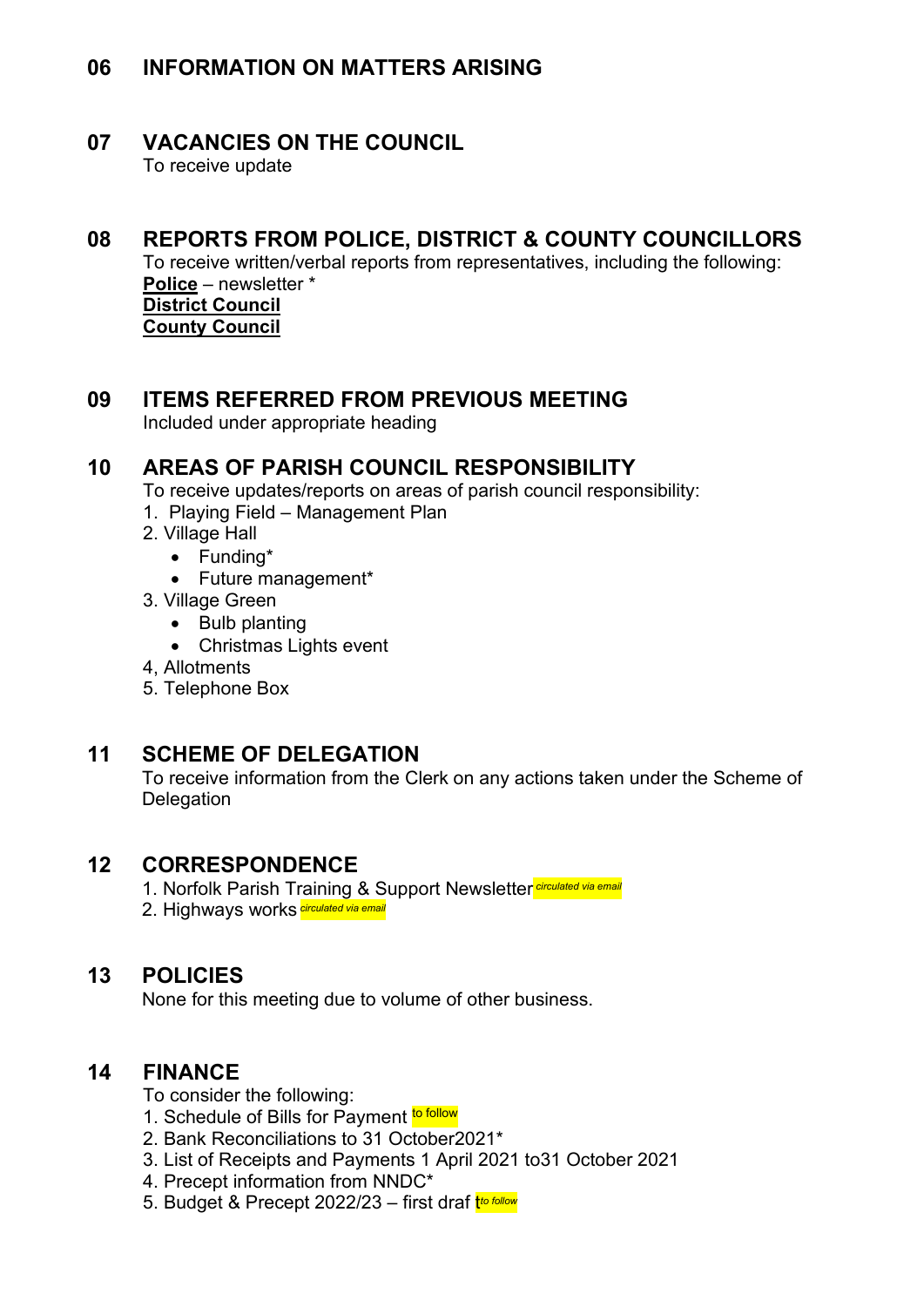## 06 INFORMATION ON MATTERS ARISING

## 07 VACANCIES ON THE COUNCIL

To receive update

## 08 REPORTS FROM POLICE, DISTRICT & COUNTY COUNCILLORS

To receive written/verbal reports from representatives, including the following:

**Police** – newsletter *
**District Council**
**County Council**

## 09 ITEMS REFERRED FROM PREVIOUS MEETING

Included under appropriate heading

## 10 AREAS OF PARISH COUNCIL RESPONSIBILITY

To receive updates/reports on areas of parish council responsibility:

1. Playing Field – Management Plan
2. Village Hall
    - Funding*
    - Future management*
3. Village Green
    - Bulb planting
    - Christmas Lights event

4, Allotments

5. Telephone Box

## 11 SCHEME OF DELEGATION

To receive information from the Clerk on any actions taken under the Scheme of Delegation

## 12 CORRESPONDENCE

1. Norfolk Parish Training & Support Newsletter *circulated via email*
2. Highways works *circulated via email*

## 13 POLICIES

None for this meeting due to volume of other business.

## 14 FINANCE

To consider the following:

1. Schedule of Bills for Payment to follow
2. Bank Reconciliations to 31 October2021*
3. List of Receipts and Payments 1 April 2021 to31 October 2021
4. Precept information from NNDC*
5. Budget & Precept 2022/23 – first draf t*to follow*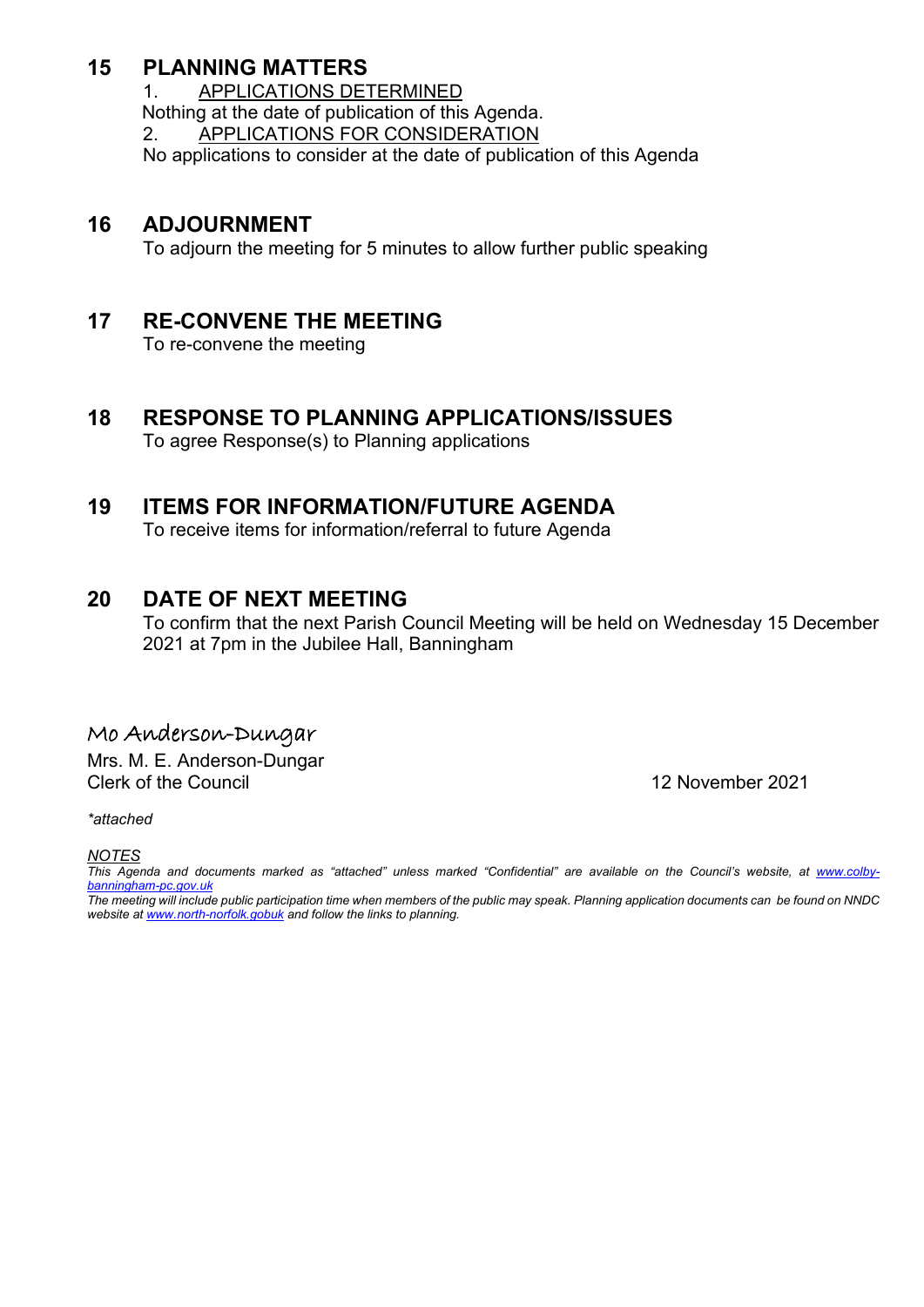## 15 PLANNING MATTERS

1. APPLICATIONS DETERMINED

Nothing at the date of publication of this Agenda.

2. APPLICATIONS FOR CONSIDERATION

No applications to consider at the date of publication of this Agenda

## 16 ADJOURNMENT

To adjourn the meeting for 5 minutes to allow further public speaking

## 17 RE-CONVENE THE MEETING

To re-convene the meeting

## 18 RESPONSE TO PLANNING APPLICATIONS/ISSUES

To agree Response(s) to Planning applications

## 19 ITEMS FOR INFORMATION/FUTURE AGENDA

To receive items for information/referral to future Agenda

## 20 DATE OF NEXT MEETING

To confirm that the next Parish Council Meeting will be held on Wednesday 15 December 2021 at 7pm in the Jubilee Hall, Banningham

Mo Anderson-Dungar

Mrs. M. E. Anderson-Dungar
Clerk of the Council

12 November 2021

*\*attached*

NOTES

*This Agenda and documents marked as "attached" unless marked "Confidential" are available on the Council's website, at www.colby-banningham-pc.gov.uk*

*The meeting will include public participation time when members of the public may speak. Planning application documents can be found on NNDC website at www.north-norfolk.gobuk and follow the links to planning.*